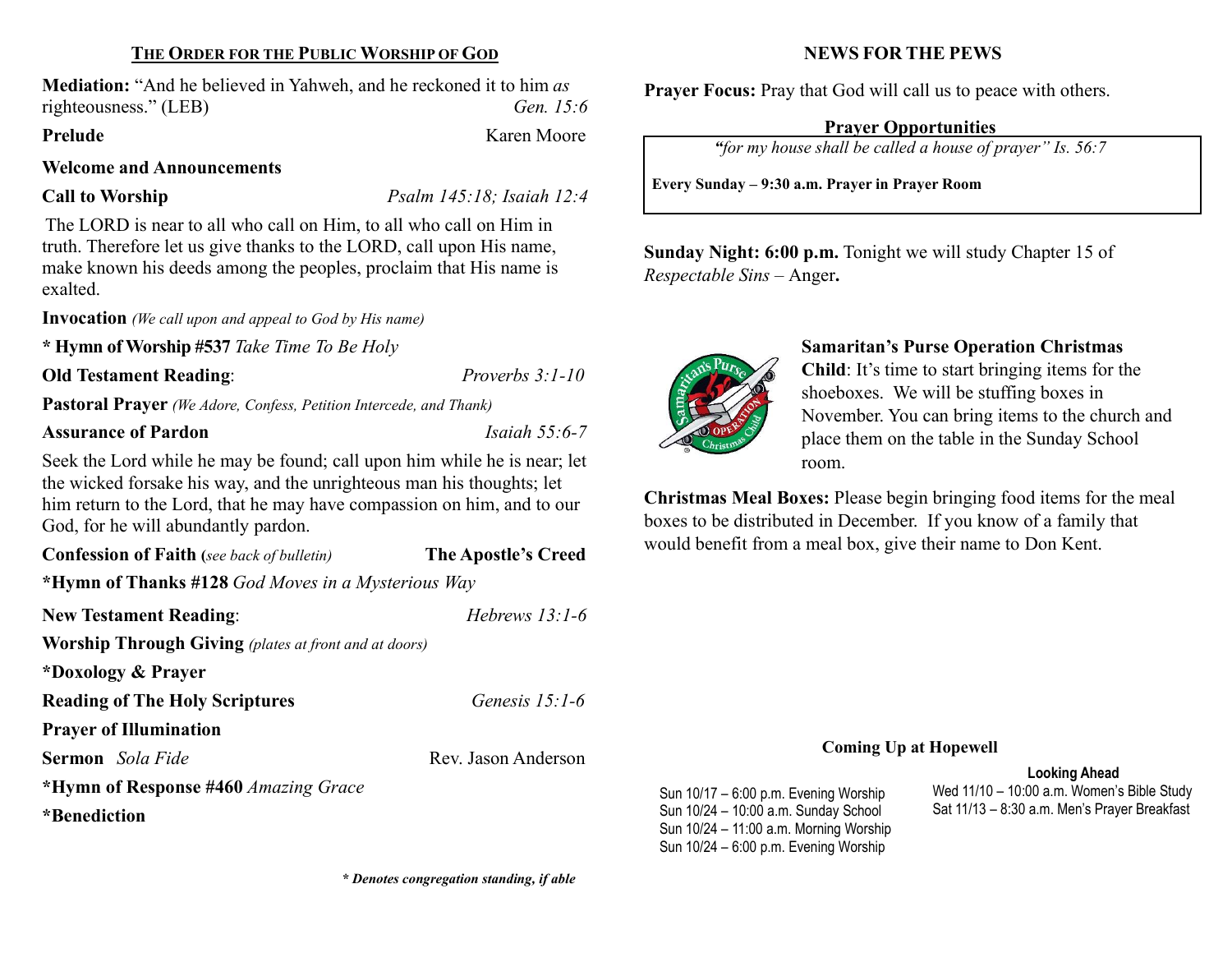## THE ORDER FOR THE PUBLIC WORSHIP OF GOD

**Mediation:** "And he believed in Yahweh, and he reckoned it to him *as* righteousness." (LEB) *Gen. 15:6*

**Prelude** Karen Moore

**Welcome and Announcements**

**Call to Worship** *Psalm 145:18; Isaiah 12:4*

The LORD is near to all who call on Him, to all who call on Him in truth. Therefore let us give thanks to the LORD, call upon His name, make known his deeds among the peoples, proclaim that His name is exalted.

**Invocation** *(We call upon and appeal to God by His name)*

**\* Hymn of Worship #537** *Take Time To Be Holy*

**Old Testament Reading**: *Proverbs 3:1-10*

**Pastoral Prayer** *(We Adore, Confess, Petition Intercede, and Thank)*

**Assurance of Pardon** *Isaiah 55:6-7*

Seek the Lord while he may be found; call upon him while he is near; let the wicked forsake his way, and the unrighteous man his thoughts; let him return to the Lord, that he may have compassion on him, and to our God, for he will abundantly pardon.

**Confession of Faith (***see back of bulletin)* **The Apostle's Creed**

**\*Hymn of Thanks #128** *God Moves in a Mysterious Way*

**New Testament Reading**: *Hebrews 13:1-6*

**Worship Through Giving** *(plates at front and at doors)*

**\*Doxology & Prayer**

**Reading of The Holy Scriptures** *Genesis 15:1-6*

**Prayer of Illumination**

**Sermon** *Sola Fide* Rev. Jason Anderson

**\*Hymn of Response #460** *Amazing Grace*

**\*Benediction**

***\* Denotes congregation standing, if able***

## NEWS FOR THE PEWS

**Prayer Focus:** Pray that God will call us to peace with others.

**Prayer Opportunities**

*"for my house shall be called a house of prayer" Is. 56:7*

**Every Sunday – 9:30 a.m. Prayer in Prayer Room**

**Sunday Night: 6:00 p.m.** Tonight we will study Chapter 15 of *Respectable Sins* – Anger**.**

**Samaritan's Purse Operation Christmas Child**: It's time to start bringing items for the shoeboxes. We will be stuffing boxes in November. You can bring items to the church and place them on the table in the Sunday School room.

**Christmas Meal Boxes:** Please begin bringing food items for the meal boxes to be distributed in December. If you know of a family that would benefit from a meal box, give their name to Don Kent.

**Coming Up at Hopewell**

Sun 10/17 – 6:00 p.m. Evening Worship
Sun 10/24 – 10:00 a.m. Sunday School
Sun 10/24 – 11:00 a.m. Morning Worship
Sun 10/24 – 6:00 p.m. Evening Worship

**Looking Ahead**

Wed 11/10 – 10:00 a.m. Women's Bible Study
Sat 11/13 – 8:30 a.m. Men's Prayer Breakfast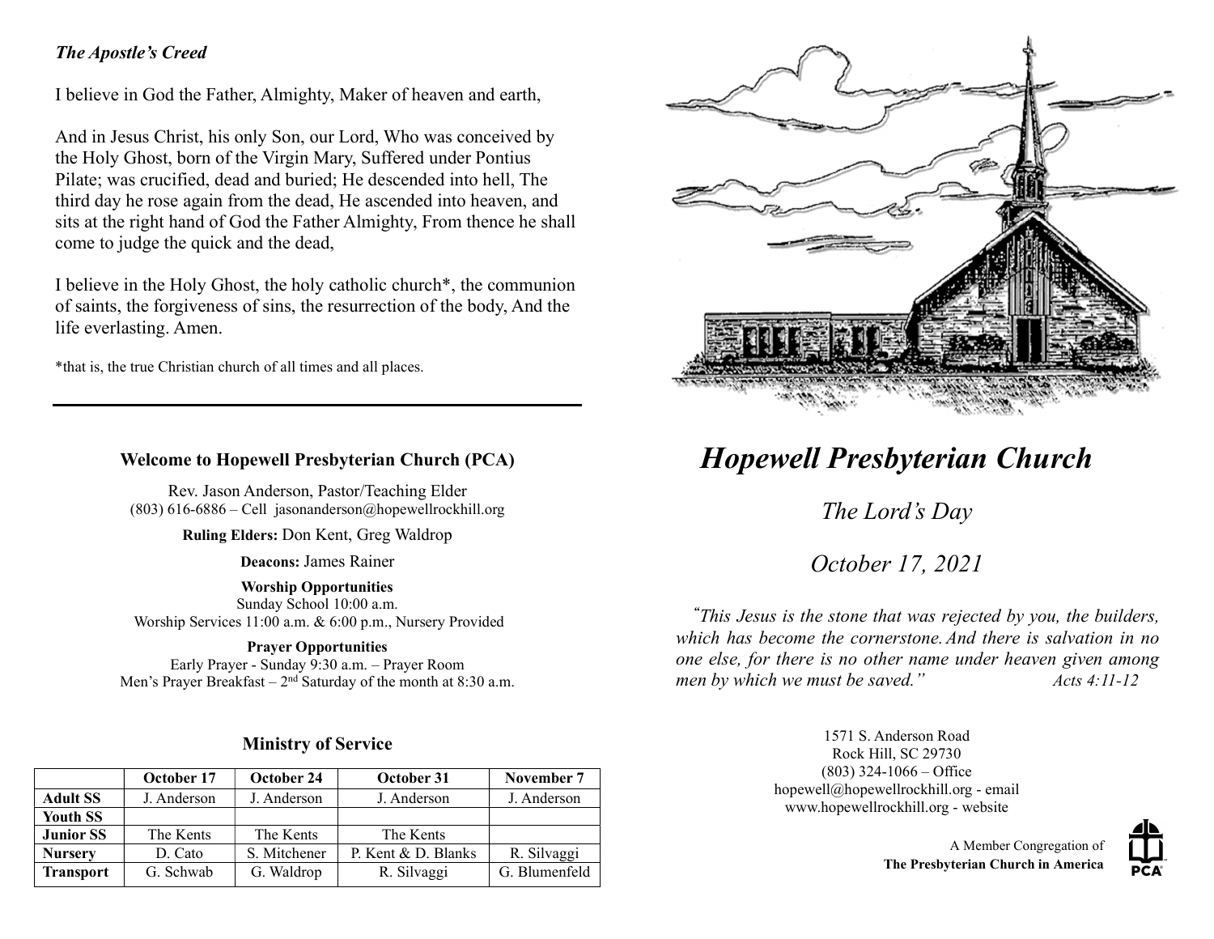### *The Apostle's Creed*

I believe in God the Father, Almighty, Maker of heaven and earth,

And in Jesus Christ, his only Son, our Lord, Who was conceived by the Holy Ghost, born of the Virgin Mary, Suffered under Pontius Pilate; was crucified, dead and buried; He descended into hell, The third day he rose again from the dead, He ascended into heaven, and sits at the right hand of God the Father Almighty, From thence he shall come to judge the quick and the dead,

I believe in the Holy Ghost, the holy catholic church*, the communion of saints, the forgiveness of sins, the resurrection of the body, And the life everlasting. Amen.

*that is, the true Christian church of all times and all places.

---

### Welcome to Hopewell Presbyterian Church (PCA)

Rev. Jason Anderson, Pastor/Teaching Elder
(803) 616-6886 – Cell jasonanderson@hopewellrockhill.org

**Ruling Elders:** Don Kent, Greg Waldrop

**Deacons:** James Rainer

**Worship Opportunities**
Sunday School 10:00 a.m.
Worship Services 11:00 a.m. & 6:00 p.m., Nursery Provided

**Prayer Opportunities**
Early Prayer - Sunday 9:30 a.m. – Prayer Room
Men's Prayer Breakfast – 2nd Saturday of the month at 8:30 a.m.

### Ministry of Service

| | October 17 | October 24 | October 31 | November 7 |
|---|---|---|---|---|
| **Adult SS** | J. Anderson | J. Anderson | J. Anderson | J. Anderson |
| **Youth SS** | | | | |
| **Junior SS** | The Kents | The Kents | The Kents | |
| **Nursery** | D. Cato | S. Mitchener | P. Kent & D. Blanks | R. Silvaggi |
| **Transport** | G. Schwab | G. Waldrop | R. Silvaggi | G. Blumenfeld |

# *Hopewell Presbyterian Church*

*The Lord's Day*

*October 17, 2021*

*"This Jesus is the stone that was rejected by you, the builders, which has become the cornerstone. And there is salvation in no one else, for there is no other name under heaven given among men by which we must be saved."* *Acts 4:11-12*

1571 S. Anderson Road
Rock Hill, SC 29730
(803) 324-1066 – Office
hopewell@hopewellrockhill.org - email
www.hopewellrockhill.org - website

A Member Congregation of
**The Presbyterian Church in America**